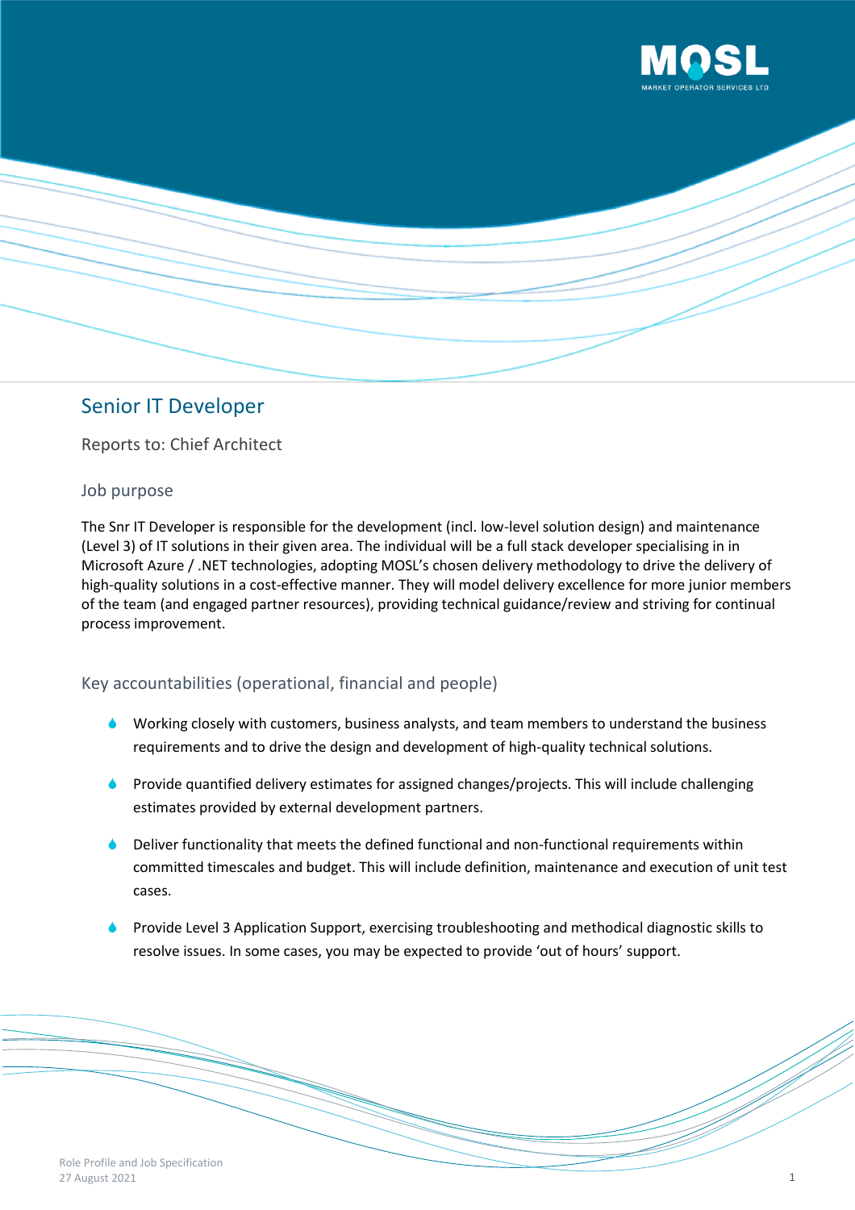# Senior IT Developer

Reports to: Chief Architect

## Job purpose

The Snr IT Developer is responsible for the development (incl. low-level solution design) and maintenance (Level 3) of IT solutions in their given area. The individual will be a full stack developer specialising in in Microsoft Azure / .NET technologies, adopting MOSL's chosen delivery methodology to drive the delivery of high-quality solutions in a cost-effective manner. They will model delivery excellence for more junior members of the team (and engaged partner resources), providing technical guidance/review and striving for continual process improvement.

## Key accountabilities (operational, financial and people)

- Working closely with customers, business analysts, and team members to understand the business requirements and to drive the design and development of high-quality technical solutions.
- Provide quantified delivery estimates for assigned changes/projects. This will include challenging estimates provided by external development partners.
- Deliver functionality that meets the defined functional and non-functional requirements within committed timescales and budget. This will include definition, maintenance and execution of unit test cases.
- Provide Level 3 Application Support, exercising troubleshooting and methodical diagnostic skills to resolve issues. In some cases, you may be expected to provide 'out of hours' support.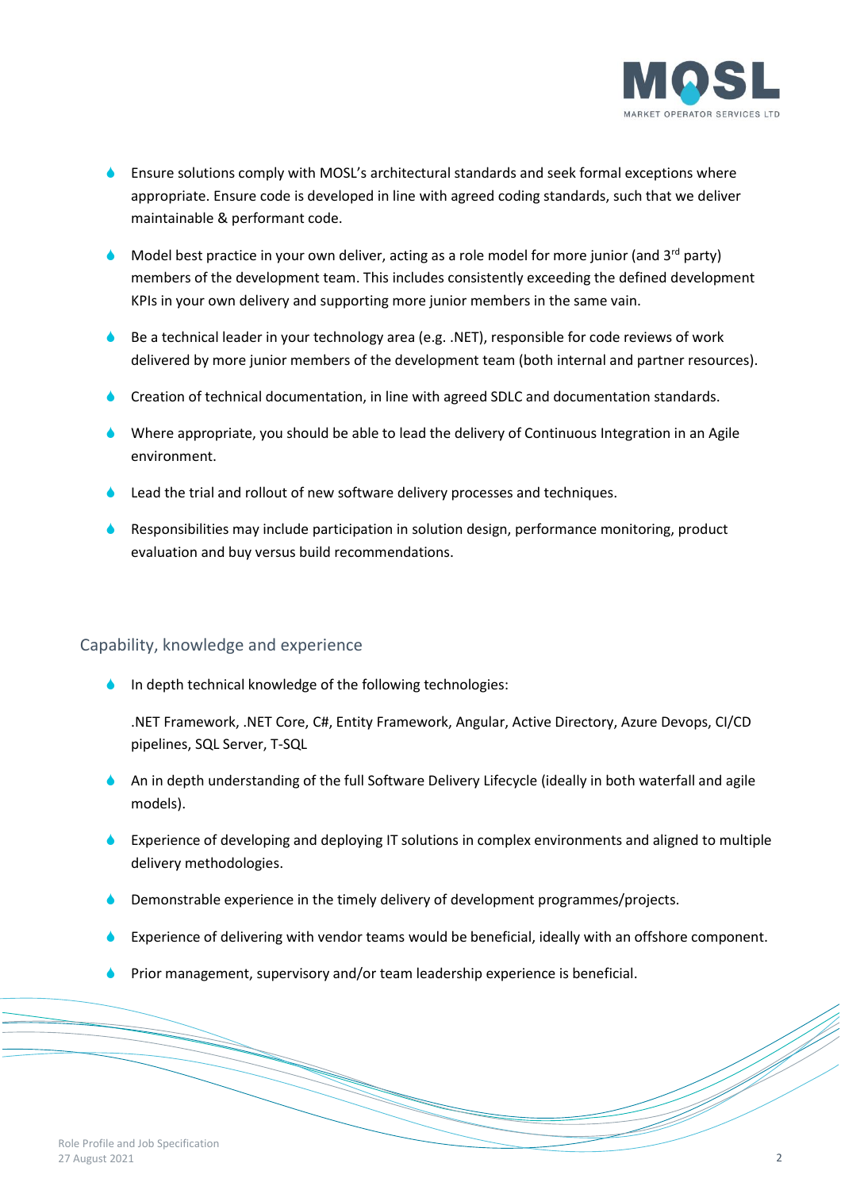- Ensure solutions comply with MOSL's architectural standards and seek formal exceptions where appropriate. Ensure code is developed in line with agreed coding standards, such that we deliver maintainable & performant code.
- Model best practice in your own deliver, acting as a role model for more junior (and 3rd party) members of the development team. This includes consistently exceeding the defined development KPIs in your own delivery and supporting more junior members in the same vain.
- Be a technical leader in your technology area (e.g. .NET), responsible for code reviews of work delivered by more junior members of the development team (both internal and partner resources).
- Creation of technical documentation, in line with agreed SDLC and documentation standards.
- Where appropriate, you should be able to lead the delivery of Continuous Integration in an Agile environment.
- Lead the trial and rollout of new software delivery processes and techniques.
- Responsibilities may include participation in solution design, performance monitoring, product evaluation and buy versus build recommendations.

## Capability, knowledge and experience

- In depth technical knowledge of the following technologies:

  .NET Framework, .NET Core, C#, Entity Framework, Angular, Active Directory, Azure Devops, CI/CD pipelines, SQL Server, T-SQL
- An in depth understanding of the full Software Delivery Lifecycle (ideally in both waterfall and agile models).
- Experience of developing and deploying IT solutions in complex environments and aligned to multiple delivery methodologies.
- Demonstrable experience in the timely delivery of development programmes/projects.
- Experience of delivering with vendor teams would be beneficial, ideally with an offshore component.
- Prior management, supervisory and/or team leadership experience is beneficial.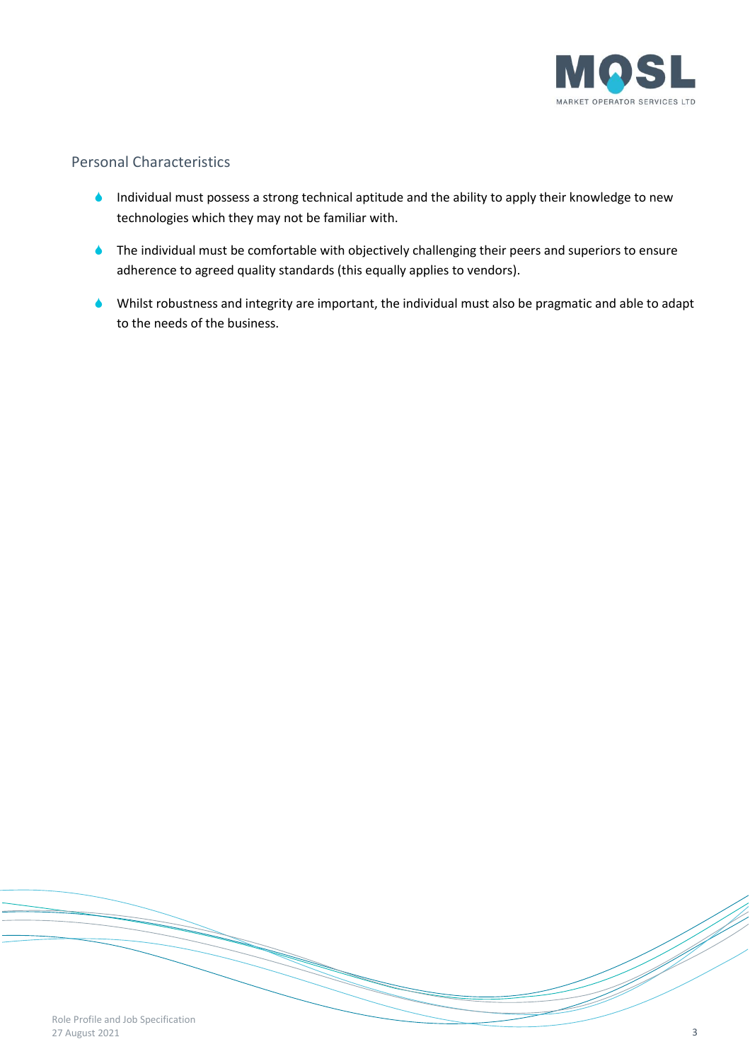## Personal Characteristics

- Individual must possess a strong technical aptitude and the ability to apply their knowledge to new technologies which they may not be familiar with.
- The individual must be comfortable with objectively challenging their peers and superiors to ensure adherence to agreed quality standards (this equally applies to vendors).
- Whilst robustness and integrity are important, the individual must also be pragmatic and able to adapt to the needs of the business.